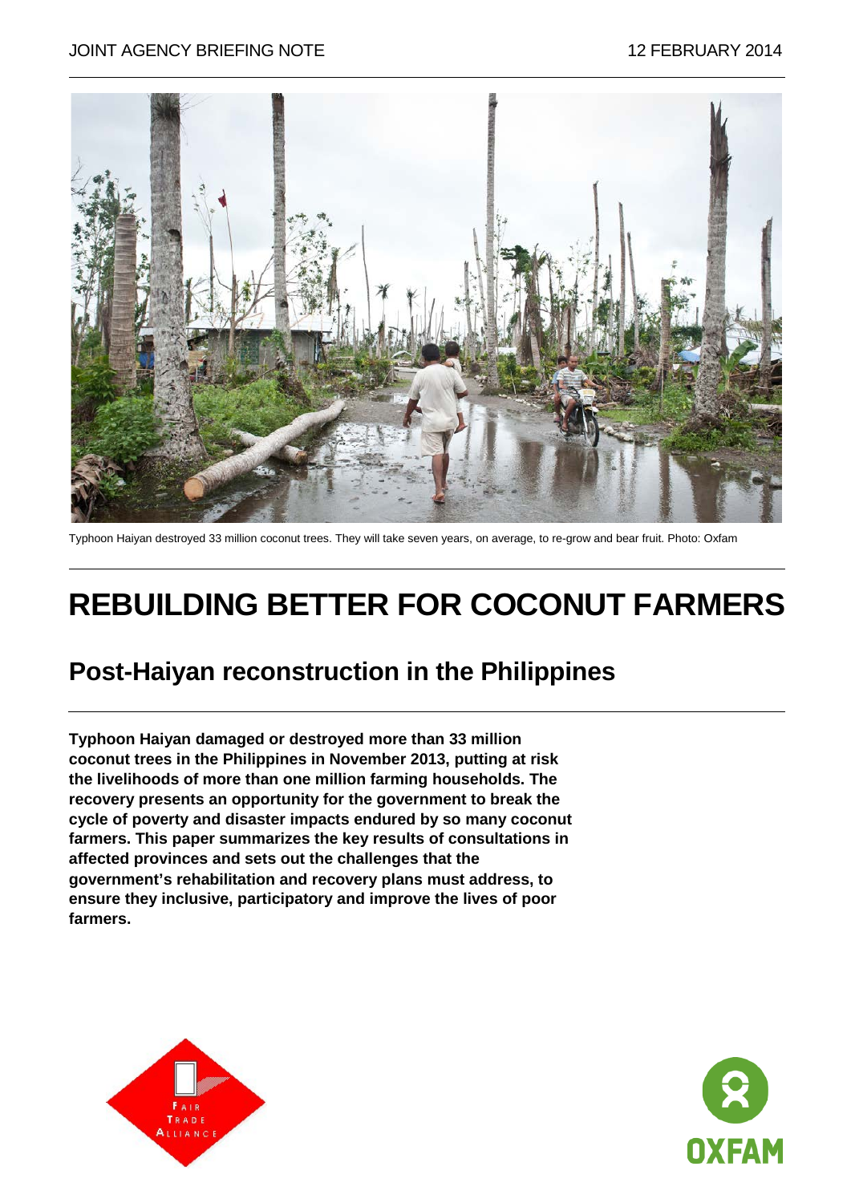JOINT AGENCY BRIEFING NOTE 12 FEBRUARY 2014

Typhoon Haiyan destroyed 33 million coconut trees. They will take seven years, on average, to re-grow and bear fruit. Photo: Oxfam

# REBUILDING BETTER FOR COCONUT FARMERS

## Post-Haiyan reconstruction in the Philippines

**Typhoon Haiyan damaged or destroyed more than 33 million coconut trees in the Philippines in November 2013, putting at risk the livelihoods of more than one million farming households. The recovery presents an opportunity for the government to break the cycle of poverty and disaster impacts endured by so many coconut farmers. This paper summarizes the key results of consultations in affected provinces and sets out the challenges that the government's rehabilitation and recovery plans must address, to ensure they inclusive, participatory and improve the lives of poor farmers.**

FAIR TRADE ALLIANCE

OXFAM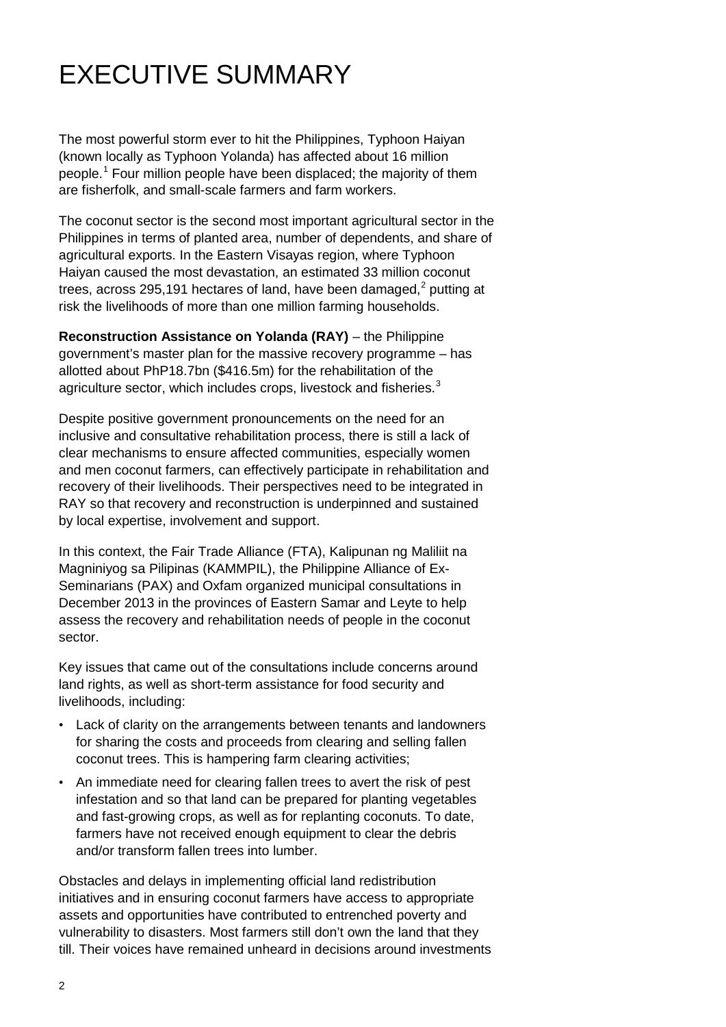# EXECUTIVE SUMMARY

The most powerful storm ever to hit the Philippines, Typhoon Haiyan (known locally as Typhoon Yolanda) has affected about 16 million people.[1] Four million people have been displaced; the majority of them are fisherfolk, and small-scale farmers and farm workers.

The coconut sector is the second most important agricultural sector in the Philippines in terms of planted area, number of dependents, and share of agricultural exports. In the Eastern Visayas region, where Typhoon Haiyan caused the most devastation, an estimated 33 million coconut trees, across 295,191 hectares of land, have been damaged,[2] putting at risk the livelihoods of more than one million farming households.

**Reconstruction Assistance on Yolanda (RAY)** – the Philippine government's master plan for the massive recovery programme – has allotted about PhP18.7bn ($416.5m) for the rehabilitation of the agriculture sector, which includes crops, livestock and fisheries.[3]

Despite positive government pronouncements on the need for an inclusive and consultative rehabilitation process, there is still a lack of clear mechanisms to ensure affected communities, especially women and men coconut farmers, can effectively participate in rehabilitation and recovery of their livelihoods. Their perspectives need to be integrated in RAY so that recovery and reconstruction is underpinned and sustained by local expertise, involvement and support.

In this context, the Fair Trade Alliance (FTA), Kalipunan ng Maliliit na Magniniyog sa Pilipinas (KAMMPIL), the Philippine Alliance of Ex-Seminarians (PAX) and Oxfam organized municipal consultations in December 2013 in the provinces of Eastern Samar and Leyte to help assess the recovery and rehabilitation needs of people in the coconut sector.

Key issues that came out of the consultations include concerns around land rights, as well as short-term assistance for food security and livelihoods, including:

- Lack of clarity on the arrangements between tenants and landowners for sharing the costs and proceeds from clearing and selling fallen coconut trees. This is hampering farm clearing activities;
- An immediate need for clearing fallen trees to avert the risk of pest infestation and so that land can be prepared for planting vegetables and fast-growing crops, as well as for replanting coconuts. To date, farmers have not received enough equipment to clear the debris and/or transform fallen trees into lumber.

Obstacles and delays in implementing official land redistribution initiatives and in ensuring coconut farmers have access to appropriate assets and opportunities have contributed to entrenched poverty and vulnerability to disasters. Most farmers still don't own the land that they till. Their voices have remained unheard in decisions around investments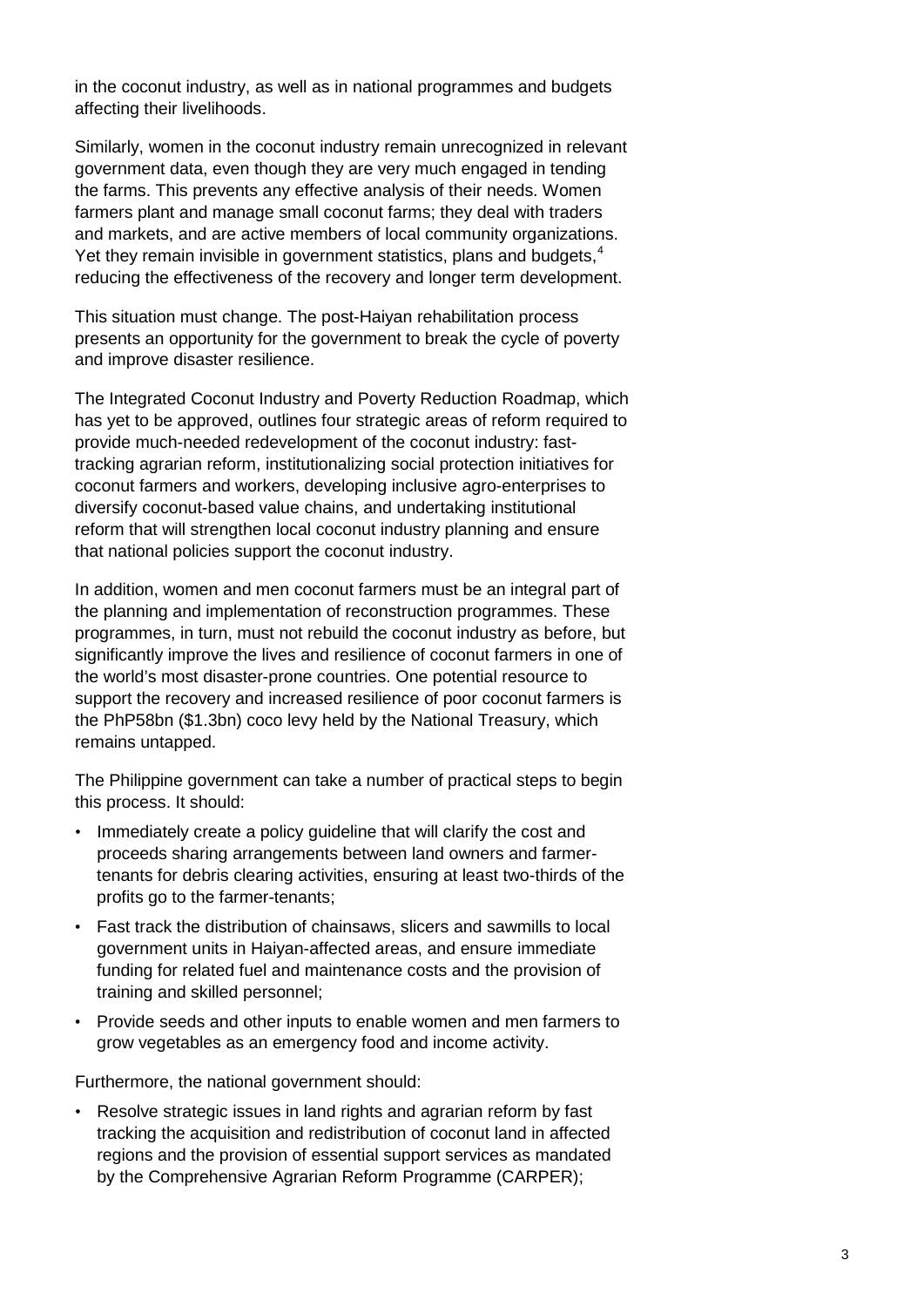in the coconut industry, as well as in national programmes and budgets affecting their livelihoods.

Similarly, women in the coconut industry remain unrecognized in relevant government data, even though they are very much engaged in tending the farms. This prevents any effective analysis of their needs. Women farmers plant and manage small coconut farms; they deal with traders and markets, and are active members of local community organizations. Yet they remain invisible in government statistics, plans and budgets,[4] reducing the effectiveness of the recovery and longer term development.

This situation must change. The post-Haiyan rehabilitation process presents an opportunity for the government to break the cycle of poverty and improve disaster resilience.

The Integrated Coconut Industry and Poverty Reduction Roadmap, which has yet to be approved, outlines four strategic areas of reform required to provide much-needed redevelopment of the coconut industry: fast-tracking agrarian reform, institutionalizing social protection initiatives for coconut farmers and workers, developing inclusive agro-enterprises to diversify coconut-based value chains, and undertaking institutional reform that will strengthen local coconut industry planning and ensure that national policies support the coconut industry.

In addition, women and men coconut farmers must be an integral part of the planning and implementation of reconstruction programmes. These programmes, in turn, must not rebuild the coconut industry as before, but significantly improve the lives and resilience of coconut farmers in one of the world's most disaster-prone countries. One potential resource to support the recovery and increased resilience of poor coconut farmers is the PhP58bn ($1.3bn) coco levy held by the National Treasury, which remains untapped.

The Philippine government can take a number of practical steps to begin this process. It should:

- Immediately create a policy guideline that will clarify the cost and proceeds sharing arrangements between land owners and farmer-tenants for debris clearing activities, ensuring at least two-thirds of the profits go to the farmer-tenants;
- Fast track the distribution of chainsaws, slicers and sawmills to local government units in Haiyan-affected areas, and ensure immediate funding for related fuel and maintenance costs and the provision of training and skilled personnel;
- Provide seeds and other inputs to enable women and men farmers to grow vegetables as an emergency food and income activity.

Furthermore, the national government should:

- Resolve strategic issues in land rights and agrarian reform by fast tracking the acquisition and redistribution of coconut land in affected regions and the provision of essential support services as mandated by the Comprehensive Agrarian Reform Programme (CARPER);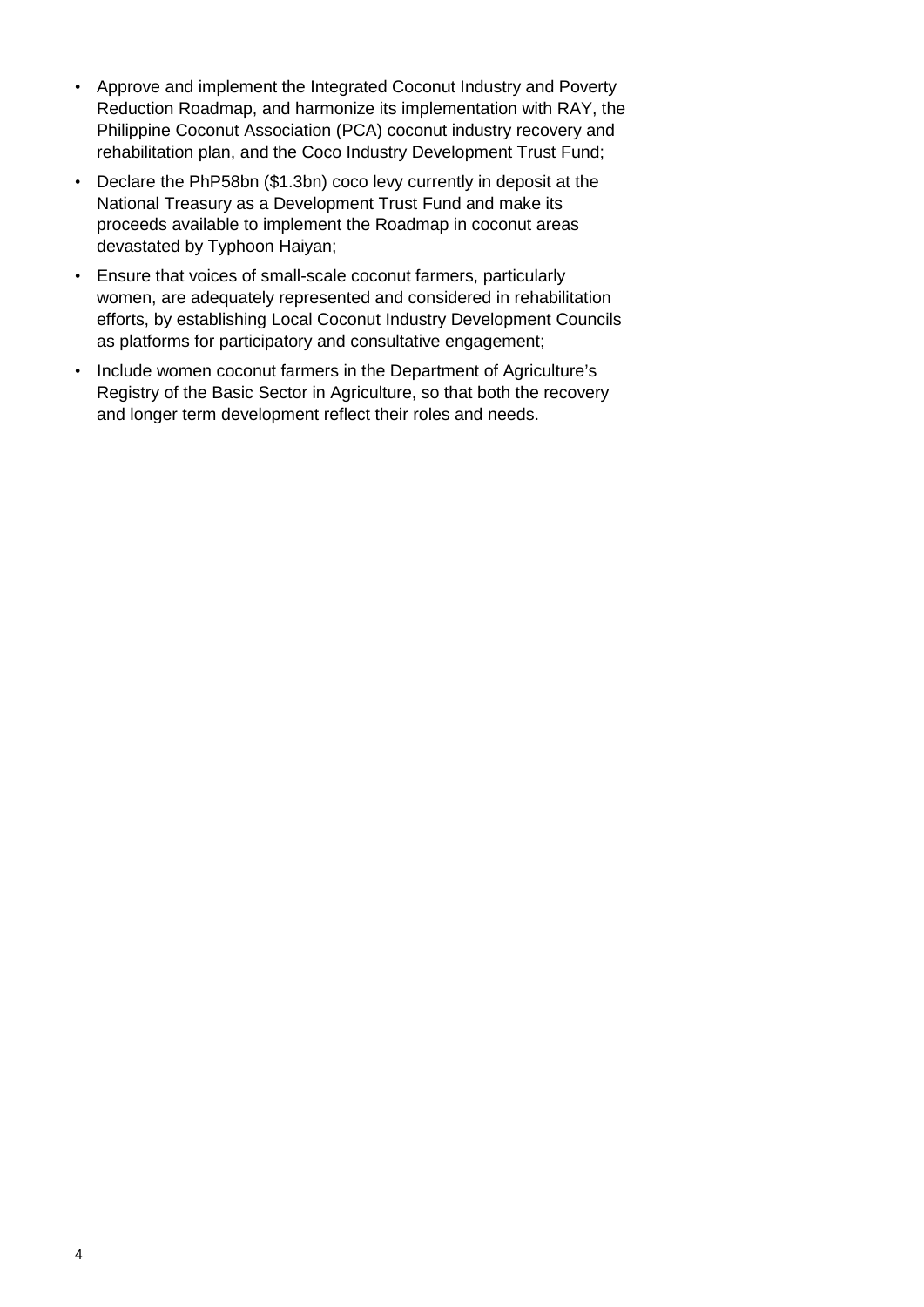- Approve and implement the Integrated Coconut Industry and Poverty Reduction Roadmap, and harmonize its implementation with RAY, the Philippine Coconut Association (PCA) coconut industry recovery and rehabilitation plan, and the Coco Industry Development Trust Fund;
- Declare the PhP58bn ($1.3bn) coco levy currently in deposit at the National Treasury as a Development Trust Fund and make its proceeds available to implement the Roadmap in coconut areas devastated by Typhoon Haiyan;
- Ensure that voices of small-scale coconut farmers, particularly women, are adequately represented and considered in rehabilitation efforts, by establishing Local Coconut Industry Development Councils as platforms for participatory and consultative engagement;
- Include women coconut farmers in the Department of Agriculture's Registry of the Basic Sector in Agriculture, so that both the recovery and longer term development reflect their roles and needs.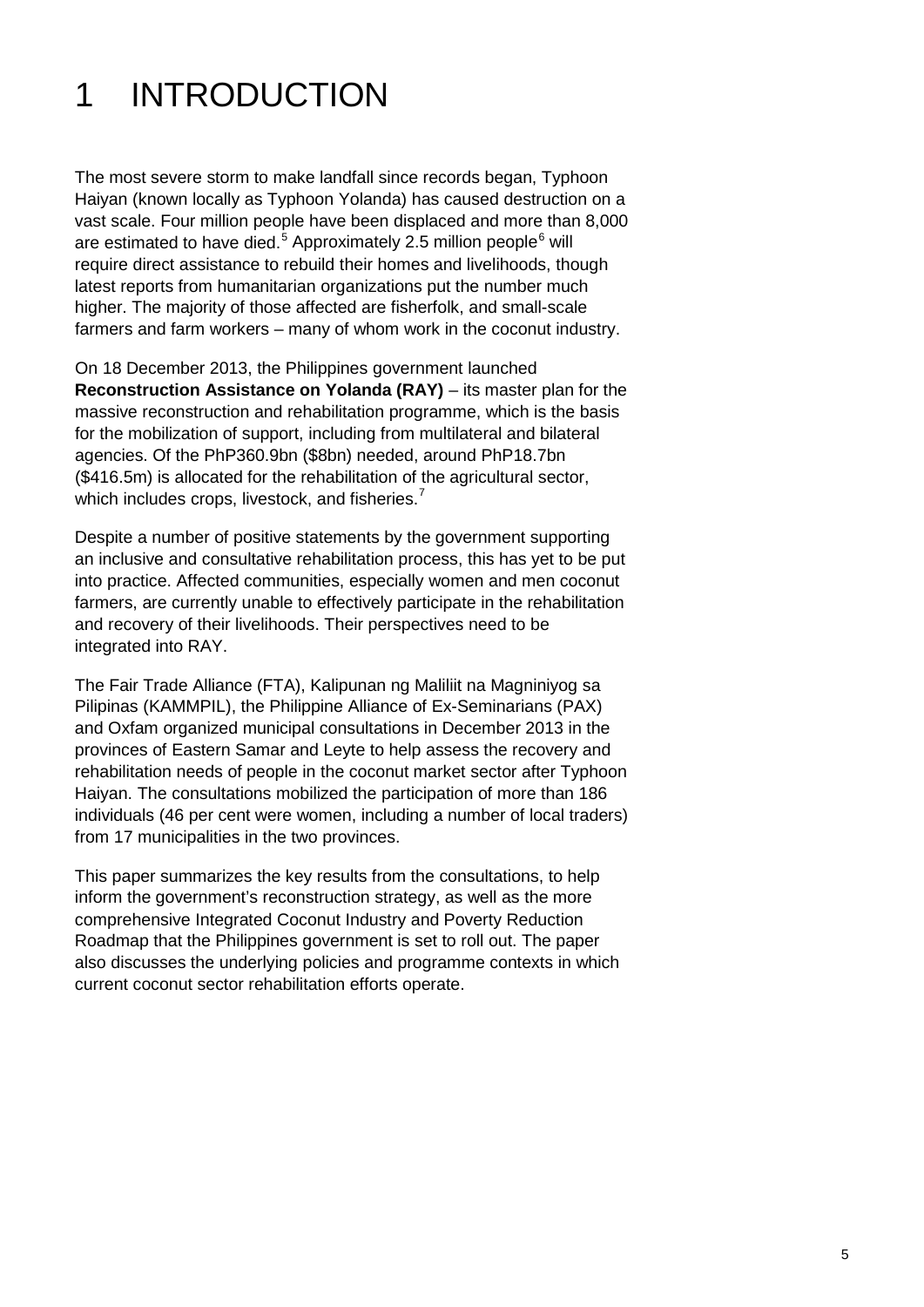# 1 INTRODUCTION

The most severe storm to make landfall since records began, Typhoon Haiyan (known locally as Typhoon Yolanda) has caused destruction on a vast scale. Four million people have been displaced and more than 8,000 are estimated to have died.[5] Approximately 2.5 million people[6] will require direct assistance to rebuild their homes and livelihoods, though latest reports from humanitarian organizations put the number much higher. The majority of those affected are fisherfolk, and small-scale farmers and farm workers – many of whom work in the coconut industry.

On 18 December 2013, the Philippines government launched **Reconstruction Assistance on Yolanda (RAY)** – its master plan for the massive reconstruction and rehabilitation programme, which is the basis for the mobilization of support, including from multilateral and bilateral agencies. Of the PhP360.9bn ($8bn) needed, around PhP18.7bn ($416.5m) is allocated for the rehabilitation of the agricultural sector, which includes crops, livestock, and fisheries.[7]

Despite a number of positive statements by the government supporting an inclusive and consultative rehabilitation process, this has yet to be put into practice. Affected communities, especially women and men coconut farmers, are currently unable to effectively participate in the rehabilitation and recovery of their livelihoods. Their perspectives need to be integrated into RAY.

The Fair Trade Alliance (FTA), Kalipunan ng Maliliit na Magniniyog sa Pilipinas (KAMMPIL), the Philippine Alliance of Ex-Seminarians (PAX) and Oxfam organized municipal consultations in December 2013 in the provinces of Eastern Samar and Leyte to help assess the recovery and rehabilitation needs of people in the coconut market sector after Typhoon Haiyan. The consultations mobilized the participation of more than 186 individuals (46 per cent were women, including a number of local traders) from 17 municipalities in the two provinces.

This paper summarizes the key results from the consultations, to help inform the government's reconstruction strategy, as well as the more comprehensive Integrated Coconut Industry and Poverty Reduction Roadmap that the Philippines government is set to roll out. The paper also discusses the underlying policies and programme contexts in which current coconut sector rehabilitation efforts operate.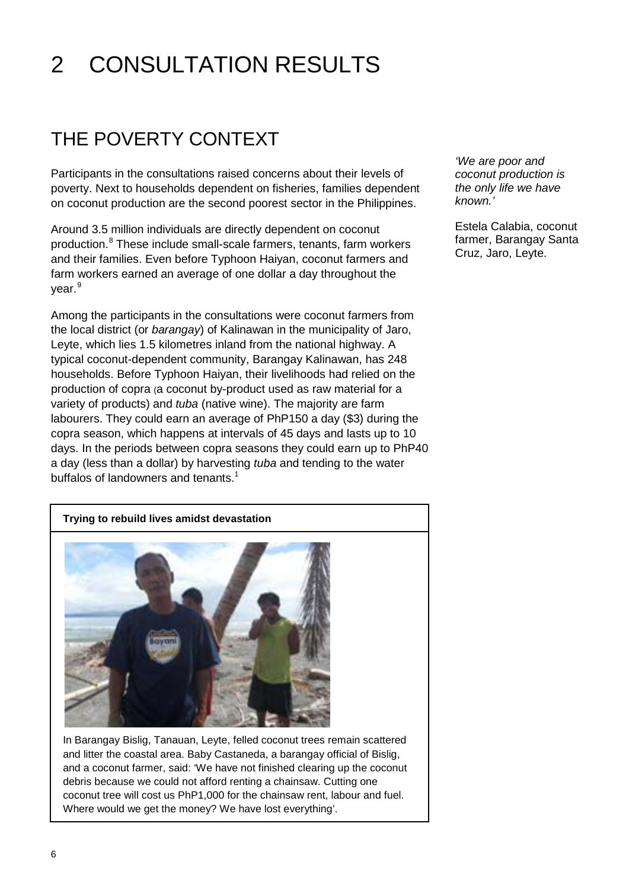# 2 CONSULTATION RESULTS

## THE POVERTY CONTEXT

Participants in the consultations raised concerns about their levels of poverty. Next to households dependent on fisheries, families dependent on coconut production are the second poorest sector in the Philippines.

*'We are poor and coconut production is the only life we have known.'*

Estela Calabia, coconut farmer, Barangay Santa Cruz, Jaro, Leyte.

Around 3.5 million individuals are directly dependent on coconut production.[8] These include small-scale farmers, tenants, farm workers and their families. Even before Typhoon Haiyan, coconut farmers and farm workers earned an average of one dollar a day throughout the year.[9]

Among the participants in the consultations were coconut farmers from the local district (or *barangay*) of Kalinawan in the municipality of Jaro, Leyte, which lies 1.5 kilometres inland from the national highway. A typical coconut-dependent community, Barangay Kalinawan, has 248 households. Before Typhoon Haiyan, their livelihoods had relied on the production of copra (a coconut by-product used as raw material for a variety of products) and *tuba* (native wine). The majority are farm labourers. They could earn an average of PhP150 a day ($3) during the copra season, which happens at intervals of 45 days and lasts up to 10 days. In the periods between copra seasons they could earn up to PhP40 a day (less than a dollar) by harvesting *tuba* and tending to the water buffalos of landowners and tenants.[1]

**Trying to rebuild lives amidst devastation**

In Barangay Bislig, Tanauan, Leyte, felled coconut trees remain scattered and litter the coastal area. Baby Castaneda, a barangay official of Bislig, and a coconut farmer, said: 'We have not finished clearing up the coconut debris because we could not afford renting a chainsaw. Cutting one coconut tree will cost us PhP1,000 for the chainsaw rent, labour and fuel. Where would we get the money? We have lost everything'.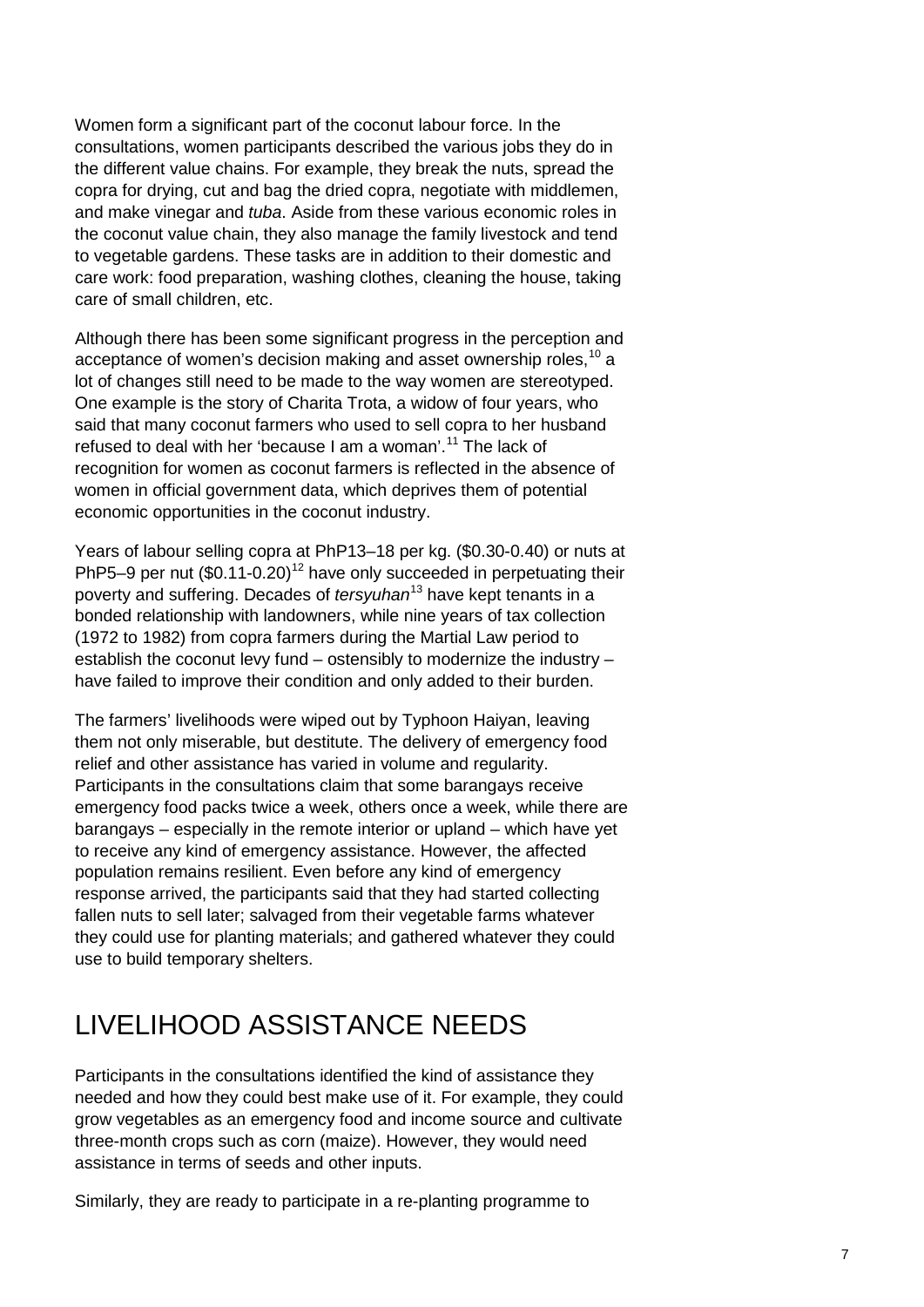Women form a significant part of the coconut labour force. In the consultations, women participants described the various jobs they do in the different value chains. For example, they break the nuts, spread the copra for drying, cut and bag the dried copra, negotiate with middlemen, and make vinegar and *tuba*. Aside from these various economic roles in the coconut value chain, they also manage the family livestock and tend to vegetable gardens. These tasks are in addition to their domestic and care work: food preparation, washing clothes, cleaning the house, taking care of small children, etc.

Although there has been some significant progress in the perception and acceptance of women's decision making and asset ownership roles,[10] a lot of changes still need to be made to the way women are stereotyped. One example is the story of Charita Trota, a widow of four years, who said that many coconut farmers who used to sell copra to her husband refused to deal with her 'because I am a woman'.[11] The lack of recognition for women as coconut farmers is reflected in the absence of women in official government data, which deprives them of potential economic opportunities in the coconut industry.

Years of labour selling copra at PhP13–18 per kg. ($0.30-0.40) or nuts at PhP5–9 per nut ($0.11-0.20)[12] have only succeeded in perpetuating their poverty and suffering. Decades of *tersyuhan*[13] have kept tenants in a bonded relationship with landowners, while nine years of tax collection (1972 to 1982) from copra farmers during the Martial Law period to establish the coconut levy fund – ostensibly to modernize the industry – have failed to improve their condition and only added to their burden.

The farmers' livelihoods were wiped out by Typhoon Haiyan, leaving them not only miserable, but destitute. The delivery of emergency food relief and other assistance has varied in volume and regularity. Participants in the consultations claim that some barangays receive emergency food packs twice a week, others once a week, while there are barangays – especially in the remote interior or upland – which have yet to receive any kind of emergency assistance. However, the affected population remains resilient. Even before any kind of emergency response arrived, the participants said that they had started collecting fallen nuts to sell later; salvaged from their vegetable farms whatever they could use for planting materials; and gathered whatever they could use to build temporary shelters.

# LIVELIHOOD ASSISTANCE NEEDS

Participants in the consultations identified the kind of assistance they needed and how they could best make use of it. For example, they could grow vegetables as an emergency food and income source and cultivate three-month crops such as corn (maize). However, they would need assistance in terms of seeds and other inputs.

Similarly, they are ready to participate in a re-planting programme to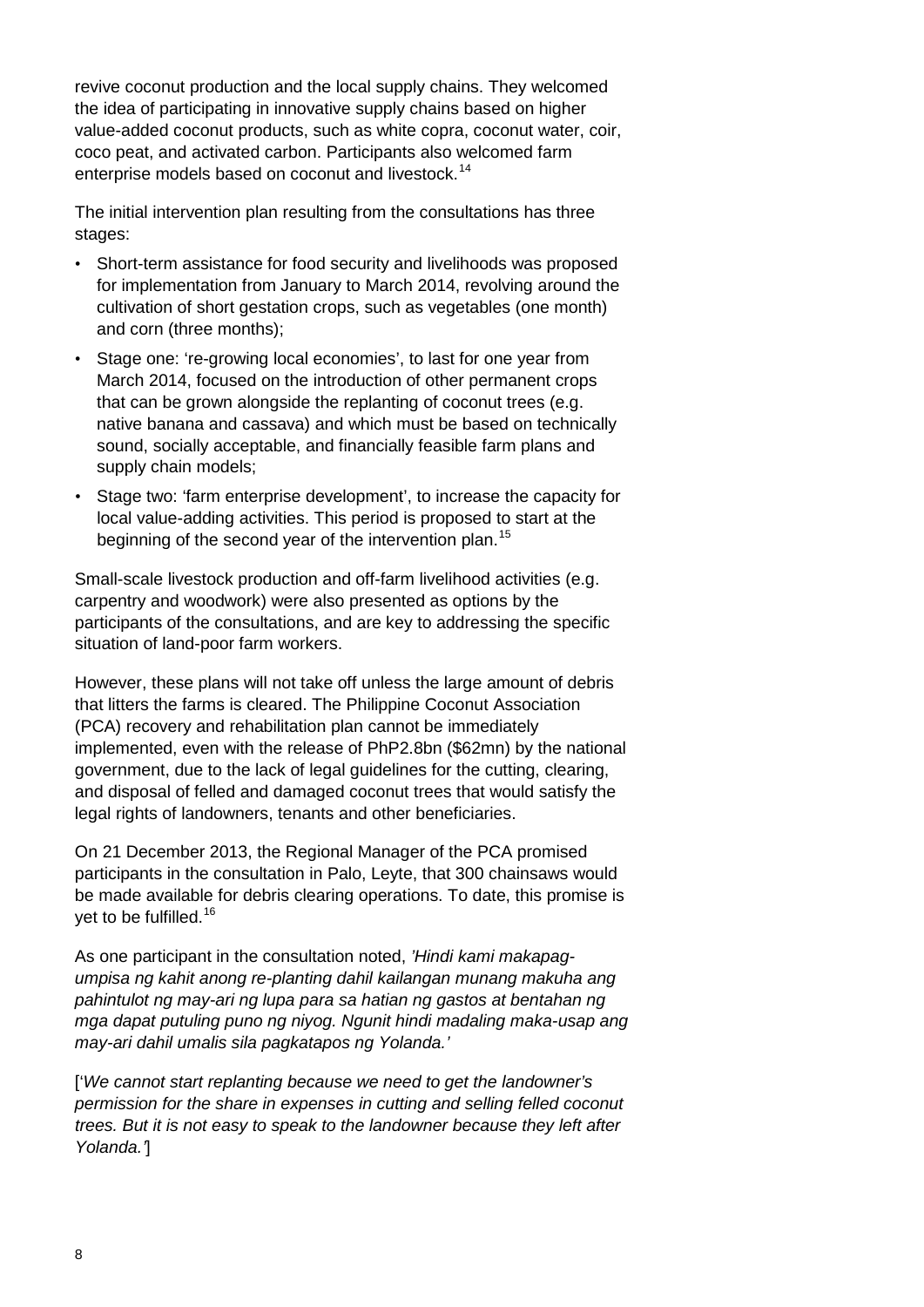revive coconut production and the local supply chains. They welcomed the idea of participating in innovative supply chains based on higher value-added coconut products, such as white copra, coconut water, coir, coco peat, and activated carbon. Participants also welcomed farm enterprise models based on coconut and livestock.[14]

The initial intervention plan resulting from the consultations has three stages:

- Short-term assistance for food security and livelihoods was proposed for implementation from January to March 2014, revolving around the cultivation of short gestation crops, such as vegetables (one month) and corn (three months);
- Stage one: 're-growing local economies', to last for one year from March 2014, focused on the introduction of other permanent crops that can be grown alongside the replanting of coconut trees (e.g. native banana and cassava) and which must be based on technically sound, socially acceptable, and financially feasible farm plans and supply chain models;
- Stage two: 'farm enterprise development', to increase the capacity for local value-adding activities. This period is proposed to start at the beginning of the second year of the intervention plan.[15]

Small-scale livestock production and off-farm livelihood activities (e.g. carpentry and woodwork) were also presented as options by the participants of the consultations, and are key to addressing the specific situation of land-poor farm workers.

However, these plans will not take off unless the large amount of debris that litters the farms is cleared. The Philippine Coconut Association (PCA) recovery and rehabilitation plan cannot be immediately implemented, even with the release of PhP2.8bn ($62mn) by the national government, due to the lack of legal guidelines for the cutting, clearing, and disposal of felled and damaged coconut trees that would satisfy the legal rights of landowners, tenants and other beneficiaries.

On 21 December 2013, the Regional Manager of the PCA promised participants in the consultation in Palo, Leyte, that 300 chainsaws would be made available for debris clearing operations. To date, this promise is yet to be fulfilled.[16]

As one participant in the consultation noted, *'Hindi kami makapag-umpisa ng kahit anong re-planting dahil kailangan munang makuha ang pahintulot ng may-ari ng lupa para sa hatian ng gastos at bentahan ng mga dapat putuling puno ng niyog. Ngunit hindi madaling maka-usap ang may-ari dahil umalis sila pagkatapos ng Yolanda.'*

['*We cannot start replanting because we need to get the landowner's permission for the share in expenses in cutting and selling felled coconut trees. But it is not easy to speak to the landowner because they left after Yolanda.'*]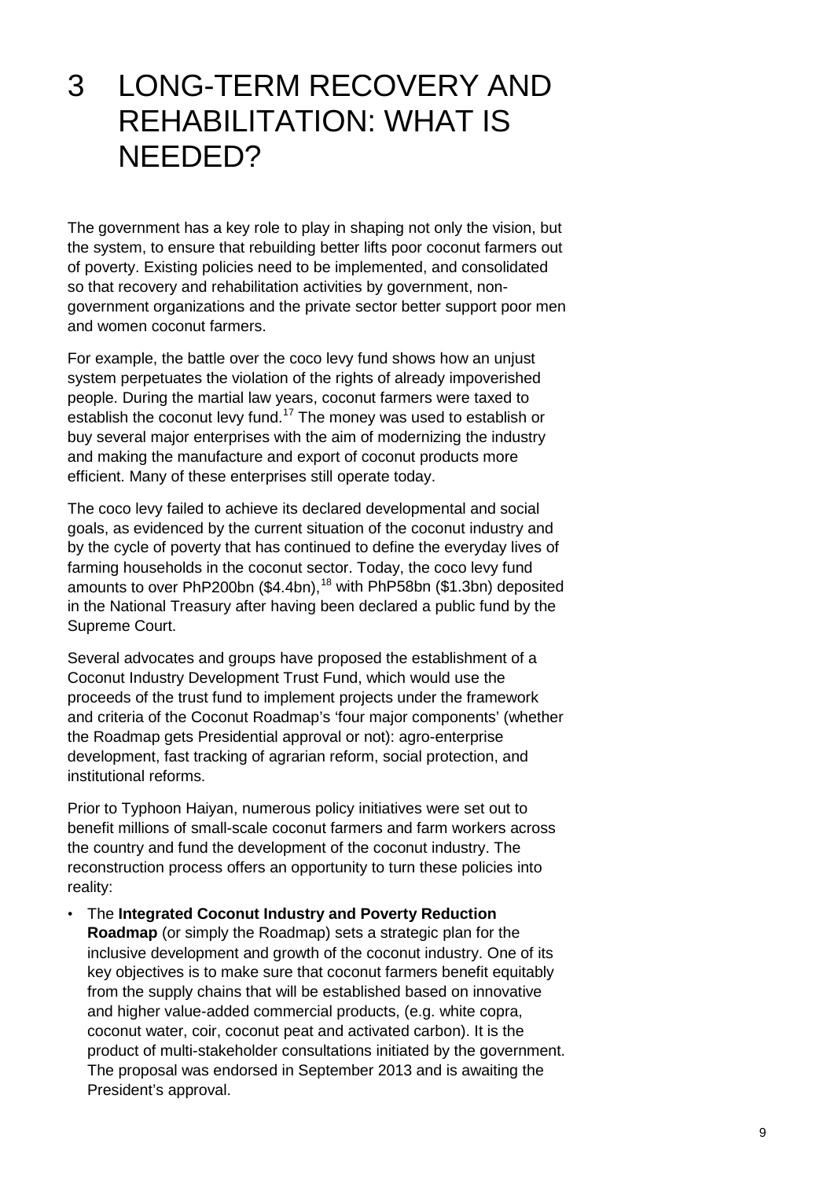# 3 LONG-TERM RECOVERY AND REHABILITATION: WHAT IS NEEDED?

The government has a key role to play in shaping not only the vision, but the system, to ensure that rebuilding better lifts poor coconut farmers out of poverty. Existing policies need to be implemented, and consolidated so that recovery and rehabilitation activities by government, non-government organizations and the private sector better support poor men and women coconut farmers.

For example, the battle over the coco levy fund shows how an unjust system perpetuates the violation of the rights of already impoverished people. During the martial law years, coconut farmers were taxed to establish the coconut levy fund.[17] The money was used to establish or buy several major enterprises with the aim of modernizing the industry and making the manufacture and export of coconut products more efficient. Many of these enterprises still operate today.

The coco levy failed to achieve its declared developmental and social goals, as evidenced by the current situation of the coconut industry and by the cycle of poverty that has continued to define the everyday lives of farming households in the coconut sector. Today, the coco levy fund amounts to over PhP200bn ($4.4bn),[18] with PhP58bn ($1.3bn) deposited in the National Treasury after having been declared a public fund by the Supreme Court.

Several advocates and groups have proposed the establishment of a Coconut Industry Development Trust Fund, which would use the proceeds of the trust fund to implement projects under the framework and criteria of the Coconut Roadmap's 'four major components' (whether the Roadmap gets Presidential approval or not): agro-enterprise development, fast tracking of agrarian reform, social protection, and institutional reforms.

Prior to Typhoon Haiyan, numerous policy initiatives were set out to benefit millions of small-scale coconut farmers and farm workers across the country and fund the development of the coconut industry. The reconstruction process offers an opportunity to turn these policies into reality:

- The **Integrated Coconut Industry and Poverty Reduction Roadmap** (or simply the Roadmap) sets a strategic plan for the inclusive development and growth of the coconut industry. One of its key objectives is to make sure that coconut farmers benefit equitably from the supply chains that will be established based on innovative and higher value-added commercial products, (e.g. white copra, coconut water, coir, coconut peat and activated carbon). It is the product of multi-stakeholder consultations initiated by the government. The proposal was endorsed in September 2013 and is awaiting the President's approval.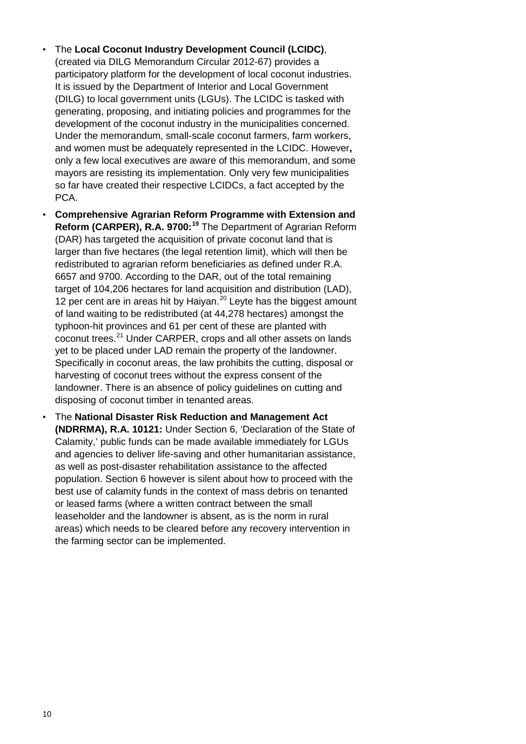- The **Local Coconut Industry Development Council (LCIDC)**, (created via DILG Memorandum Circular 2012-67) provides a participatory platform for the development of local coconut industries. It is issued by the Department of Interior and Local Government (DILG) to local government units (LGUs). The LCIDC is tasked with generating, proposing, and initiating policies and programmes for the development of the coconut industry in the municipalities concerned. Under the memorandum, small-scale coconut farmers, farm workers, and women must be adequately represented in the LCIDC. However**,** only a few local executives are aware of this memorandum, and some mayors are resisting its implementation. Only very few municipalities so far have created their respective LCIDCs, a fact accepted by the PCA.
- **Comprehensive Agrarian Reform Programme with Extension and Reform (CARPER), R.A. 9700:**[19] The Department of Agrarian Reform (DAR) has targeted the acquisition of private coconut land that is larger than five hectares (the legal retention limit), which will then be redistributed to agrarian reform beneficiaries as defined under R.A. 6657 and 9700. According to the DAR, out of the total remaining target of 104,206 hectares for land acquisition and distribution (LAD), 12 per cent are in areas hit by Haiyan.[20] Leyte has the biggest amount of land waiting to be redistributed (at 44,278 hectares) amongst the typhoon-hit provinces and 61 per cent of these are planted with coconut trees.[21] Under CARPER, crops and all other assets on lands yet to be placed under LAD remain the property of the landowner. Specifically in coconut areas, the law prohibits the cutting, disposal or harvesting of coconut trees without the express consent of the landowner. There is an absence of policy guidelines on cutting and disposing of coconut timber in tenanted areas.
- The **National Disaster Risk Reduction and Management Act (NDRRMA), R.A. 10121:** Under Section 6, 'Declaration of the State of Calamity,' public funds can be made available immediately for LGUs and agencies to deliver life-saving and other humanitarian assistance, as well as post-disaster rehabilitation assistance to the affected population. Section 6 however is silent about how to proceed with the best use of calamity funds in the context of mass debris on tenanted or leased farms (where a written contract between the small leaseholder and the landowner is absent, as is the norm in rural areas) which needs to be cleared before any recovery intervention in the farming sector can be implemented.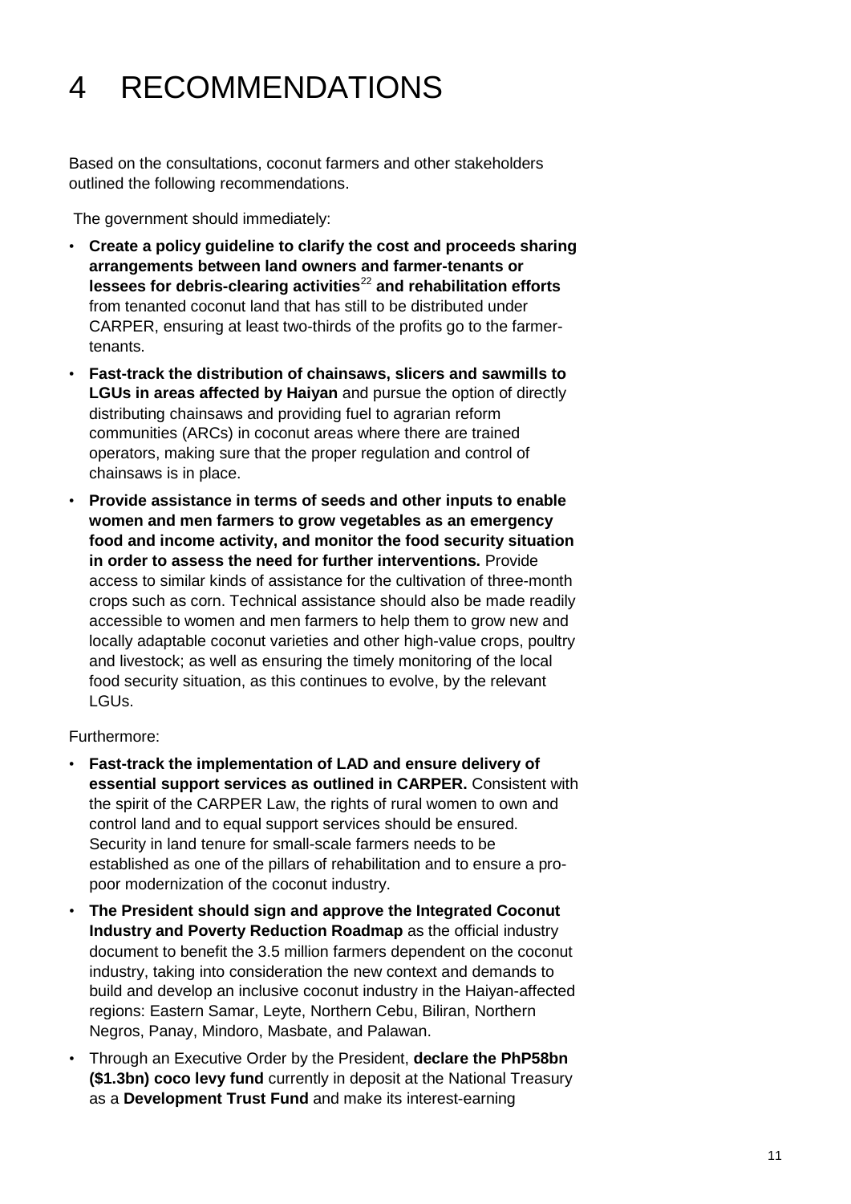# 4 RECOMMENDATIONS

Based on the consultations, coconut farmers and other stakeholders outlined the following recommendations.

The government should immediately:

- **Create a policy guideline to clarify the cost and proceeds sharing arrangements between land owners and farmer-tenants or lessees for debris-clearing activities**[22] **and rehabilitation efforts** from tenanted coconut land that has still to be distributed under CARPER, ensuring at least two-thirds of the profits go to the farmer-tenants.
- **Fast-track the distribution of chainsaws, slicers and sawmills to LGUs in areas affected by Haiyan** and pursue the option of directly distributing chainsaws and providing fuel to agrarian reform communities (ARCs) in coconut areas where there are trained operators, making sure that the proper regulation and control of chainsaws is in place.
- **Provide assistance in terms of seeds and other inputs to enable women and men farmers to grow vegetables as an emergency food and income activity, and monitor the food security situation in order to assess the need for further interventions.** Provide access to similar kinds of assistance for the cultivation of three-month crops such as corn. Technical assistance should also be made readily accessible to women and men farmers to help them to grow new and locally adaptable coconut varieties and other high-value crops, poultry and livestock; as well as ensuring the timely monitoring of the local food security situation, as this continues to evolve, by the relevant LGUs.

Furthermore:

- **Fast-track the implementation of LAD and ensure delivery of essential support services as outlined in CARPER.** Consistent with the spirit of the CARPER Law, the rights of rural women to own and control land and to equal support services should be ensured. Security in land tenure for small-scale farmers needs to be established as one of the pillars of rehabilitation and to ensure a pro-poor modernization of the coconut industry.
- **The President should sign and approve the Integrated Coconut Industry and Poverty Reduction Roadmap** as the official industry document to benefit the 3.5 million farmers dependent on the coconut industry, taking into consideration the new context and demands to build and develop an inclusive coconut industry in the Haiyan-affected regions: Eastern Samar, Leyte, Northern Cebu, Biliran, Northern Negros, Panay, Mindoro, Masbate, and Palawan.
- Through an Executive Order by the President, **declare the PhP58bn ($1.3bn) coco levy fund** currently in deposit at the National Treasury as a **Development Trust Fund** and make its interest-earning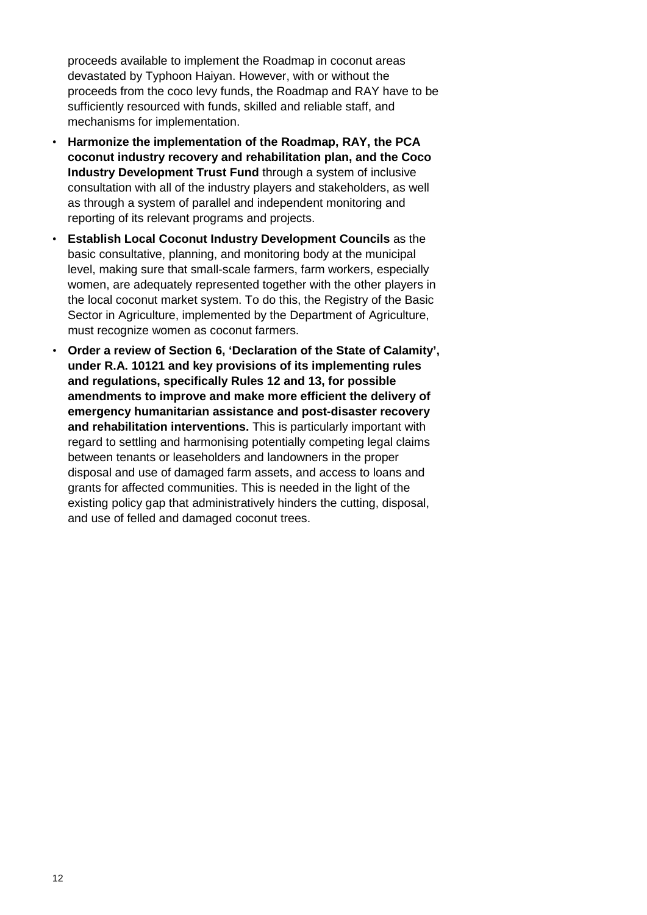proceeds available to implement the Roadmap in coconut areas devastated by Typhoon Haiyan. However, with or without the proceeds from the coco levy funds, the Roadmap and RAY have to be sufficiently resourced with funds, skilled and reliable staff, and mechanisms for implementation.

- **Harmonize the implementation of the Roadmap, RAY, the PCA coconut industry recovery and rehabilitation plan, and the Coco Industry Development Trust Fund** through a system of inclusive consultation with all of the industry players and stakeholders, as well as through a system of parallel and independent monitoring and reporting of its relevant programs and projects.
- **Establish Local Coconut Industry Development Councils** as the basic consultative, planning, and monitoring body at the municipal level, making sure that small-scale farmers, farm workers, especially women, are adequately represented together with the other players in the local coconut market system. To do this, the Registry of the Basic Sector in Agriculture, implemented by the Department of Agriculture, must recognize women as coconut farmers.
- **Order a review of Section 6, 'Declaration of the State of Calamity', under R.A. 10121 and key provisions of its implementing rules and regulations, specifically Rules 12 and 13, for possible amendments to improve and make more efficient the delivery of emergency humanitarian assistance and post-disaster recovery and rehabilitation interventions.** This is particularly important with regard to settling and harmonising potentially competing legal claims between tenants or leaseholders and landowners in the proper disposal and use of damaged farm assets, and access to loans and grants for affected communities. This is needed in the light of the existing policy gap that administratively hinders the cutting, disposal, and use of felled and damaged coconut trees.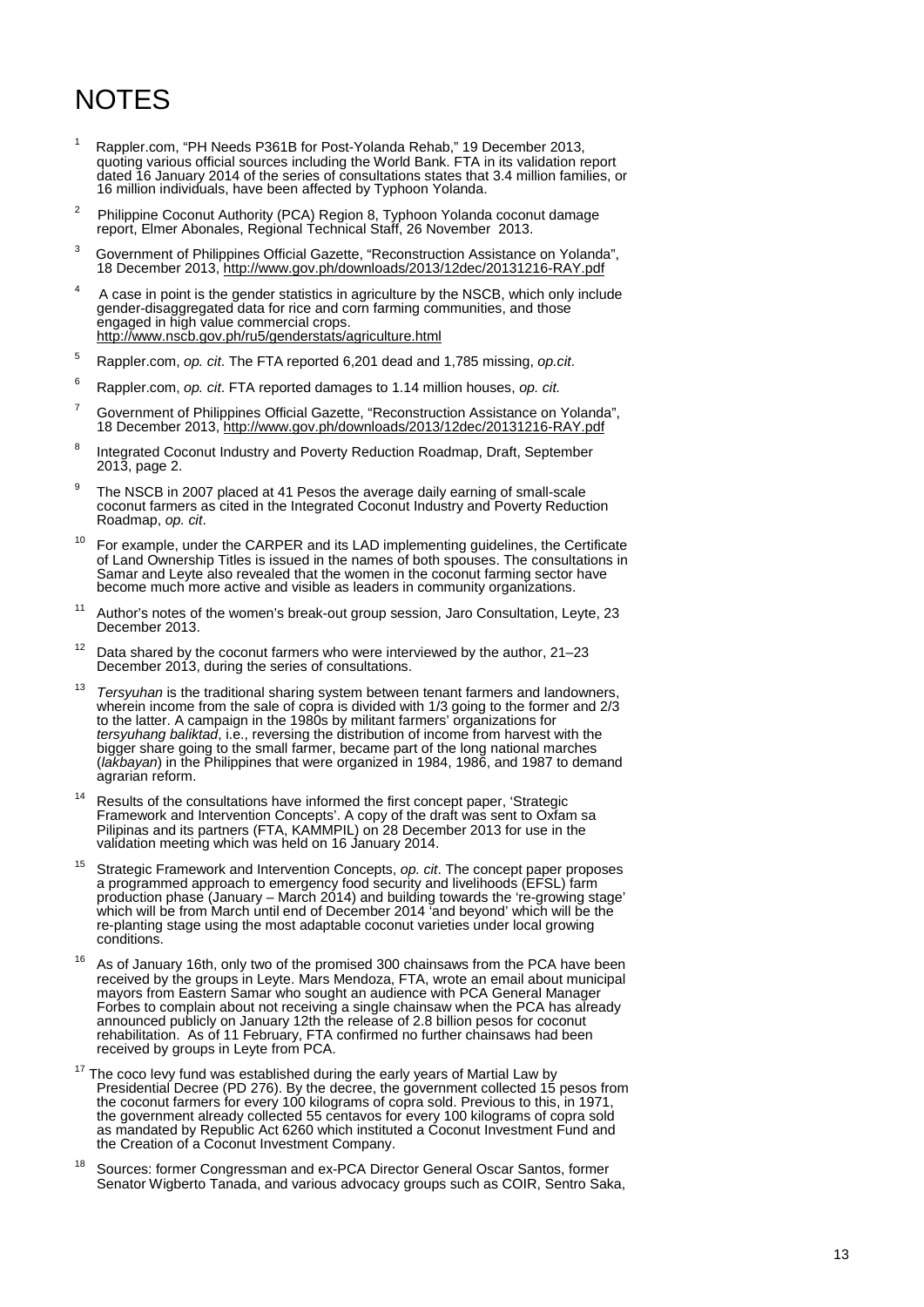# NOTES

[1] Rappler.com, "PH Needs P361B for Post-Yolanda Rehab," 19 December 2013, quoting various official sources including the World Bank. FTA in its validation report dated 16 January 2014 of the series of consultations states that 3.4 million families, or 16 million individuals, have been affected by Typhoon Yolanda.

[2] Philippine Coconut Authority (PCA) Region 8, Typhoon Yolanda coconut damage report, Elmer Abonales, Regional Technical Staff, 26 November 2013.

[3] Government of Philippines Official Gazette, "Reconstruction Assistance on Yolanda", 18 December 2013, http://www.gov.ph/downloads/2013/12dec/20131216-RAY.pdf

[4] A case in point is the gender statistics in agriculture by the NSCB, which only include gender-disaggregated data for rice and corn farming communities, and those engaged in high value commercial crops. http://www.nscb.gov.ph/ru5/genderstats/agriculture.html

[5] Rappler.com, *op. cit*. The FTA reported 6,201 dead and 1,785 missing, *op.cit*.

[6] Rappler.com, *op. cit*. FTA reported damages to 1.14 million houses, *op. cit.*

[7] Government of Philippines Official Gazette, "Reconstruction Assistance on Yolanda", 18 December 2013, http://www.gov.ph/downloads/2013/12dec/20131216-RAY.pdf

[8] Integrated Coconut Industry and Poverty Reduction Roadmap, Draft, September 2013, page 2.

[9] The NSCB in 2007 placed at 41 Pesos the average daily earning of small-scale coconut farmers as cited in the Integrated Coconut Industry and Poverty Reduction Roadmap, *op. cit*.

[10] For example, under the CARPER and its LAD implementing guidelines, the Certificate of Land Ownership Titles is issued in the names of both spouses. The consultations in Samar and Leyte also revealed that the women in the coconut farming sector have become much more active and visible as leaders in community organizations.

[11] Author's notes of the women's break-out group session, Jaro Consultation, Leyte, 23 December 2013.

[12] Data shared by the coconut farmers who were interviewed by the author, 21–23 December 2013, during the series of consultations.

[13] *Tersyuhan* is the traditional sharing system between tenant farmers and landowners, wherein income from the sale of copra is divided with 1/3 going to the former and 2/3 to the latter. A campaign in the 1980s by militant farmers' organizations for *tersyuhang baliktad*, i.e., reversing the distribution of income from harvest with the bigger share going to the small farmer, became part of the long national marches (*lakbayan*) in the Philippines that were organized in 1984, 1986, and 1987 to demand agrarian reform.

[14] Results of the consultations have informed the first concept paper, 'Strategic Framework and Intervention Concepts'. A copy of the draft was sent to Oxfam sa Pilipinas and its partners (FTA, KAMMPIL) on 28 December 2013 for use in the validation meeting which was held on 16 January 2014.

[15] Strategic Framework and Intervention Concepts, *op. cit*. The concept paper proposes a programmed approach to emergency food security and livelihoods (EFSL) farm production phase (January – March 2014) and building towards the 're-growing stage' which will be from March until end of December 2014 'and beyond' which will be the re-planting stage using the most adaptable coconut varieties under local growing conditions.

[16] As of January 16th, only two of the promised 300 chainsaws from the PCA have been received by the groups in Leyte. Mars Mendoza, FTA, wrote an email about municipal mayors from Eastern Samar who sought an audience with PCA General Manager Forbes to complain about not receiving a single chainsaw when the PCA has already announced publicly on January 12th the release of 2.8 billion pesos for coconut rehabilitation. As of 11 February, FTA confirmed no further chainsaws had been received by groups in Leyte from PCA.

[17] The coco levy fund was established during the early years of Martial Law by Presidential Decree (PD 276). By the decree, the government collected 15 pesos from the coconut farmers for every 100 kilograms of copra sold. Previous to this, in 1971, the government already collected 55 centavos for every 100 kilograms of copra sold as mandated by Republic Act 6260 which instituted a Coconut Investment Fund and the Creation of a Coconut Investment Company.

[18] Sources: former Congressman and ex-PCA Director General Oscar Santos, former Senator Wigberto Tanada, and various advocacy groups such as COIR, Sentro Saka,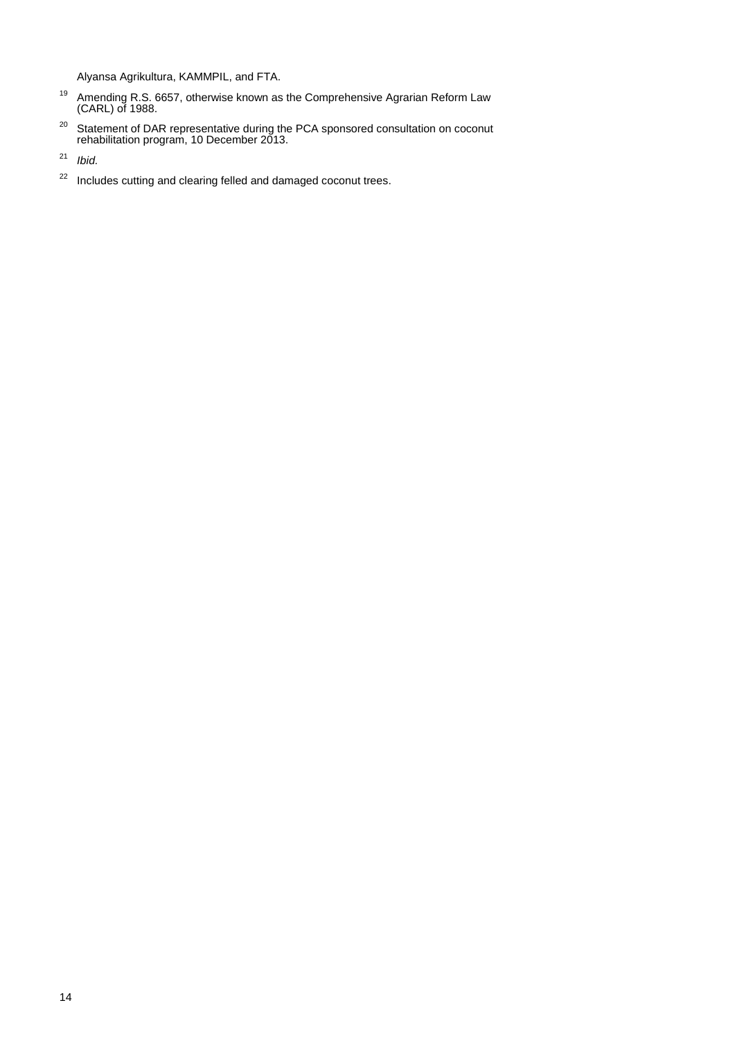Alyansa Agrikultura, KAMMPIL, and FTA.

[19] Amending R.S. 6657, otherwise known as the Comprehensive Agrarian Reform Law (CARL) of 1988.

[20] Statement of DAR representative during the PCA sponsored consultation on coconut rehabilitation program, 10 December 2013.

[21] *Ibid.*

[22] Includes cutting and clearing felled and damaged coconut trees.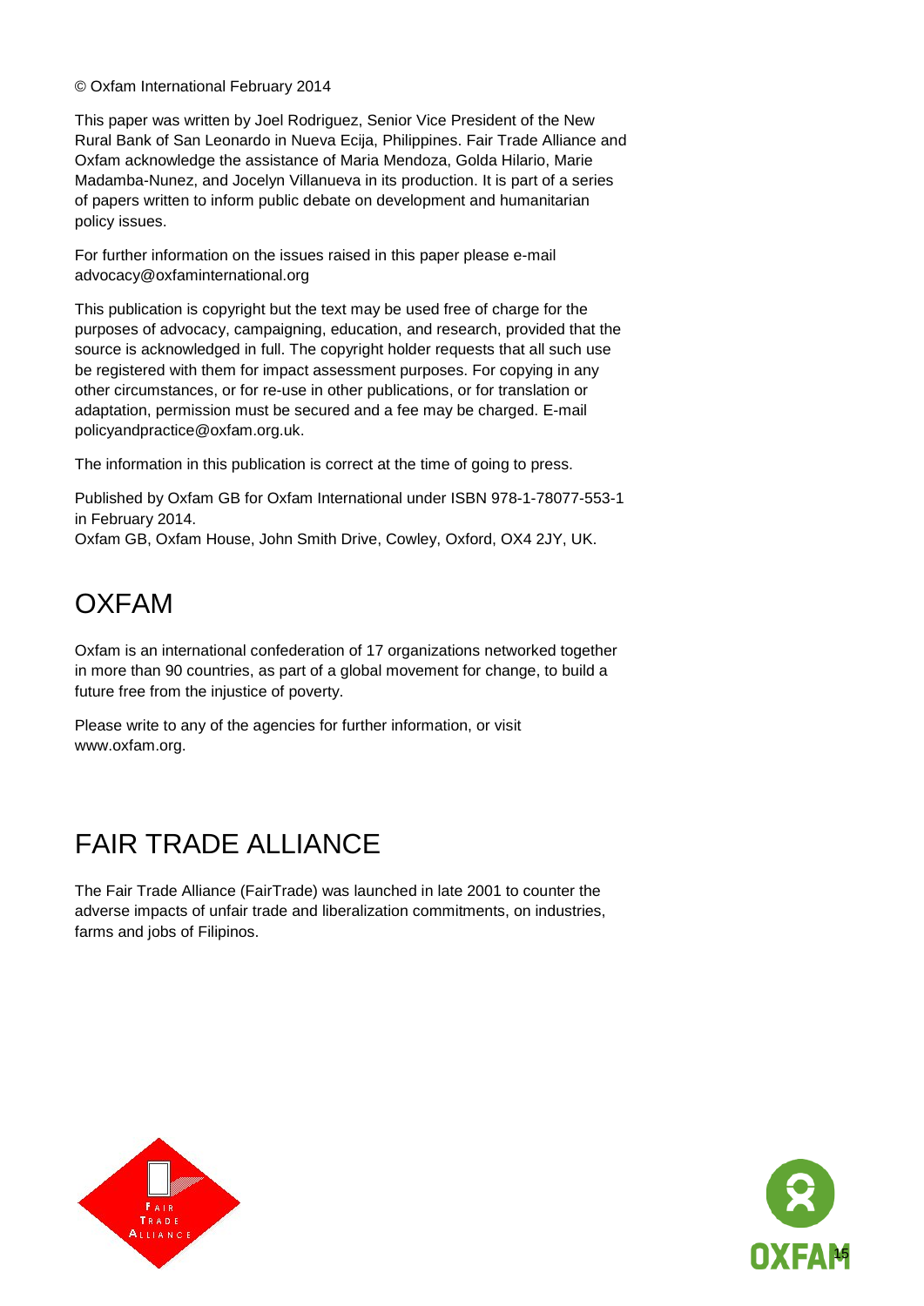© Oxfam International February 2014

This paper was written by Joel Rodriguez, Senior Vice President of the New Rural Bank of San Leonardo in Nueva Ecija, Philippines. Fair Trade Alliance and Oxfam acknowledge the assistance of Maria Mendoza, Golda Hilario, Marie Madamba-Nunez, and Jocelyn Villanueva in its production. It is part of a series of papers written to inform public debate on development and humanitarian policy issues.

For further information on the issues raised in this paper please e-mail advocacy@oxfaminternational.org

This publication is copyright but the text may be used free of charge for the purposes of advocacy, campaigning, education, and research, provided that the source is acknowledged in full. The copyright holder requests that all such use be registered with them for impact assessment purposes. For copying in any other circumstances, or for re-use in other publications, or for translation or adaptation, permission must be secured and a fee may be charged. E-mail policyandpractice@oxfam.org.uk.

The information in this publication is correct at the time of going to press.

Published by Oxfam GB for Oxfam International under ISBN 978-1-78077-553-1 in February 2014.
Oxfam GB, Oxfam House, John Smith Drive, Cowley, Oxford, OX4 2JY, UK.

# OXFAM

Oxfam is an international confederation of 17 organizations networked together in more than 90 countries, as part of a global movement for change, to build a future free from the injustice of poverty.

Please write to any of the agencies for further information, or visit www.oxfam.org.

# FAIR TRADE ALLIANCE

The Fair Trade Alliance (FairTrade) was launched in late 2001 to counter the adverse impacts of unfair trade and liberalization commitments, on industries, farms and jobs of Filipinos.